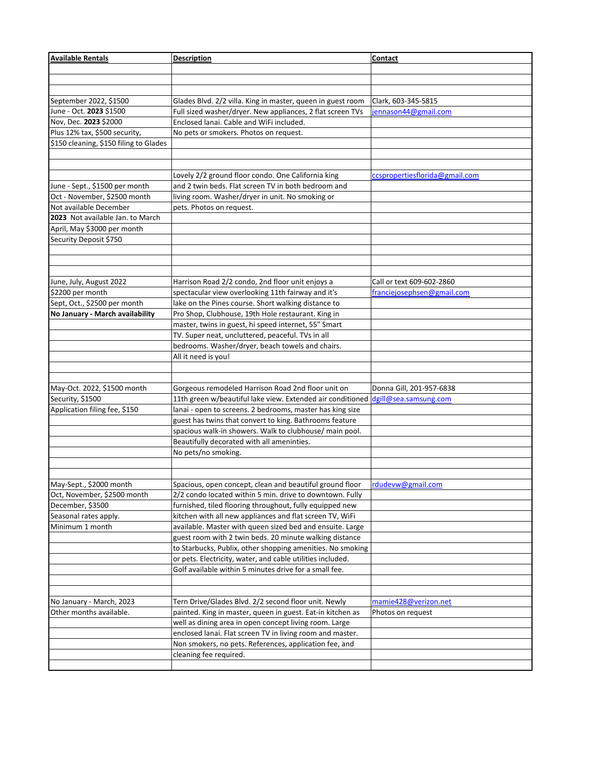| **Available Rentals** | **Description** | **Contact** |
|---|---|---|
| | | |
| | | |
| | | |
| September 2022, $1500 | Glades Blvd. 2/2 villa. King in master, queen in guest room | Clark, 603-345-5815 |
| June - Oct. **2023** $1500 | Full sized washer/dryer. New appliances, 2 flat screen TVs | jennason44@gmail.com |
| Nov, Dec. **2023** $2000 | Enclosed lanai. Cable and WiFi included. | |
| Plus 12% tax, $500 security, | No pets or smokers. Photos on request. | |
| $150 cleaning, $150 filing to Glades | | |
| | | |
| | | |
| | Lovely 2/2 ground floor condo. One California king | ccspropertiesflorida@gmail.com |
| June - Sept., $1500 per month | and 2 twin beds. Flat screen TV in both bedroom and | |
| Oct - November, $2500 month | living room. Washer/dryer in unit. No smoking or | |
| Not available December | pets. Photos on request. | |
| **2023** Not available Jan. to March | | |
| April, May $3000 per month | | |
| Security Deposit $750 | | |
| | | |
| | | |
| | | |
| June, July, August 2022 | Harrison Road 2/2 condo, 2nd floor unit enjoys a | Call or text 609-602-2860 |
| $2200 per month | spectacular view overlooking 11th fairway and it's | franciejosephsen@gmail.com |
| Sept, Oct., $2500 per month | lake on the Pines course. Short walking distance to | |
| **No January - March availability** | Pro Shop, Clubhouse, 19th Hole restaurant. King in | |
| | master, twins in guest, hi speed internet, 55" Smart | |
| | TV. Super neat, uncluttered, peaceful. TVs in all | |
| | bedrooms. Washer/dryer, beach towels and chairs. | |
| | All it need is you! | |
| | | |
| | | |
| May-Oct. 2022, $1500 month | Gorgeous remodeled Harrison Road 2nd floor unit on | Donna Gill, 201-957-6838 |
| Security, $1500 | 11th green w/beautiful lake view. Extended air conditioned | dgill@sea.samsung.com |
| Application filing fee, $150 | lanai - open to screens. 2 bedrooms, master has king size | |
| | guest has twins that convert to king. Bathrooms feature | |
| | spacious walk-in showers. Walk to clubhouse/ main pool. | |
| | Beautifully decorated with all amenintites. | |
| | No pets/no smoking. | |
| | | |
| | | |
| May-Sept., $2000 month | Spacious, open concept, clean and beautiful ground floor | rdudevw@gmail.com |
| Oct, November, $2500 month | 2/2 condo located within 5 min. drive to downtown. Fully | |
| December, $3500 | furnished, tiled flooring throughout, fully equipped new | |
| Seasonal rates apply. | kitchen with all new appliances and flat screen TV, WiFi | |
| Minimum 1 month | available. Master with queen sized bed and ensuite. Large | |
| | guest room with 2 twin beds. 20 minute walking distance | |
| | to Starbucks, Publix, other shopping amenities. No smoking | |
| | or pets. Electricity, water, and cable utilities included. | |
| | Golf available within 5 minutes drive for a small fee. | |
| | | |
| | | |
| No January - March, 2023 | Tern Drive/Glades Blvd. 2/2 second floor unit. Newly | mamie428@verizon.net |
| Other months available. | painted. King in master, queen in guest. Eat-in kitchen as | Photos on request |
| | well as dining area in open concept living room. Large | |
| | enclosed lanai. Flat screen TV in living room and master. | |
| | Non smokers, no pets. References, application fee, and | |
| | cleaning fee required. | |
| | | |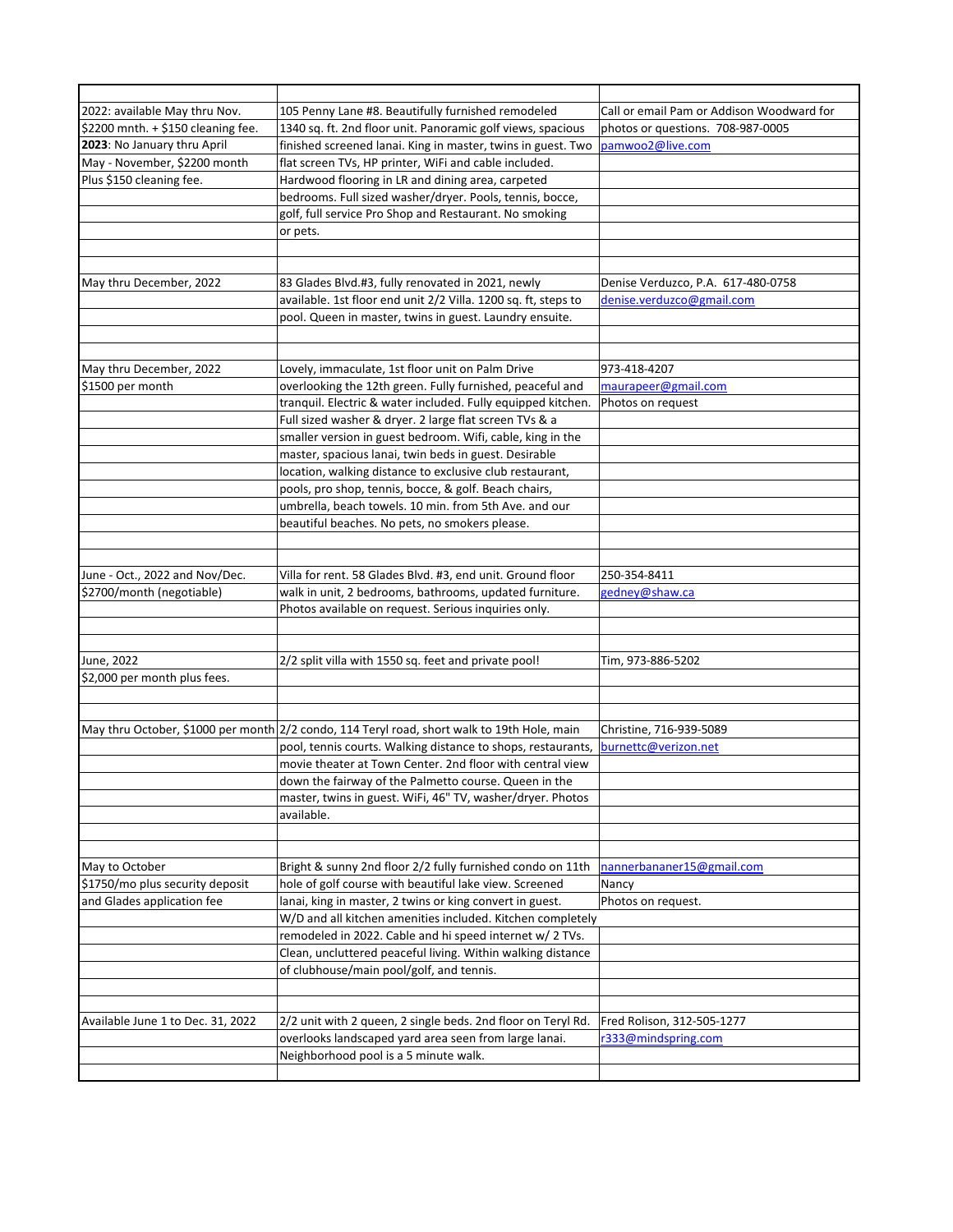| | | |
|---|---|---|
| 2022: available May thru Nov. | 105 Penny Lane #8. Beautifully furnished remodeled | Call or email Pam or Addison Woodward for |
| $2200 mnth. + $150 cleaning fee. | 1340 sq. ft. 2nd floor unit. Panoramic golf views, spacious | photos or questions. 708-987-0005 |
| **2023**: No January thru April | finished screened lanai. King in master, twins in guest. Two | pamwoo2@live.com |
| May - November, $2200 month | flat screen TVs, HP printer, WiFi and cable included. | |
| Plus $150 cleaning fee. | Hardwood flooring in LR and dining area, carpeted | |
| | bedrooms. Full sized washer/dryer. Pools, tennis, bocce, | |
| | golf, full service Pro Shop and Restaurant. No smoking | |
| | or pets. | |
| | | |
| | | |
| May thru December, 2022 | 83 Glades Blvd.#3, fully renovated in 2021, newly | Denise Verduzco, P.A. 617-480-0758 |
| | available. 1st floor end unit 2/2 Villa. 1200 sq. ft, steps to | denise.verduzco@gmail.com |
| | pool. Queen in master, twins in guest. Laundry ensuite. | |
| | | |
| | | |
| May thru December, 2022 | Lovely, immaculate, 1st floor unit on Palm Drive | 973-418-4207 |
| $1500 per month | overlooking the 12th green. Fully furnished, peaceful and | maurapeer@gmail.com |
| | tranquil. Electric & water included. Fully equipped kitchen. | Photos on request |
| | Full sized washer & dryer. 2 large flat screen TVs & a | |
| | smaller version in guest bedroom. Wifi, cable, king in the | |
| | master, spacious lanai, twin beds in guest. Desirable | |
| | location, walking distance to exclusive club restaurant, | |
| | pools, pro shop, tennis, bocce, & golf. Beach chairs, | |
| | umbrella, beach towels. 10 min. from 5th Ave. and our | |
| | beautiful beaches. No pets, no smokers please. | |
| | | |
| | | |
| June - Oct., 2022 and Nov/Dec. | Villa for rent. 58 Glades Blvd. #3, end unit. Ground floor | 250-354-8411 |
| $2700/month (negotiable) | walk in unit, 2 bedrooms, bathrooms, updated furniture. | gedney@shaw.ca |
| | Photos available on request. Serious inquiries only. | |
| | | |
| | | |
| June, 2022 | 2/2 split villa with 1550 sq. feet and private pool! | Tim, 973-886-5202 |
| $2,000 per month plus fees. | | |
| | | |
| | | |
| May thru October, $1000 per month | 2/2 condo, 114 Teryl road, short walk to 19th Hole, main | Christine, 716-939-5089 |
| | pool, tennis courts. Walking distance to shops, restaurants, | burnettc@verizon.net |
| | movie theater at Town Center. 2nd floor with central view | |
| | down the fairway of the Palmetto course. Queen in the | |
| | master, twins in guest. WiFi, 46" TV, washer/dryer. Photos | |
| | available. | |
| | | |
| | | |
| May to October | Bright & sunny 2nd floor 2/2 fully furnished condo on 11th | nannerbananer15@gmail.com |
| $1750/mo plus security deposit | hole of golf course with beautiful lake view. Screened | Nancy |
| and Glades application fee | lanai, king in master, 2 twins or king convert in guest. | Photos on request. |
| | W/D and all kitchen amenities included. Kitchen completely | |
| | remodeled in 2022. Cable and hi speed internet w/ 2 TVs. | |
| | Clean, uncluttered peaceful living. Within walking distance | |
| | of clubhouse/main pool/golf, and tennis. | |
| | | |
| | | |
| Available June 1 to Dec. 31, 2022 | 2/2 unit with 2 queen, 2 single beds. 2nd floor on Teryl Rd. | Fred Rolison, 312-505-1277 |
| | overlooks landscaped yard area seen from large lanai. | r333@mindspring.com |
| | Neighborhood pool is a 5 minute walk. | |
| | | |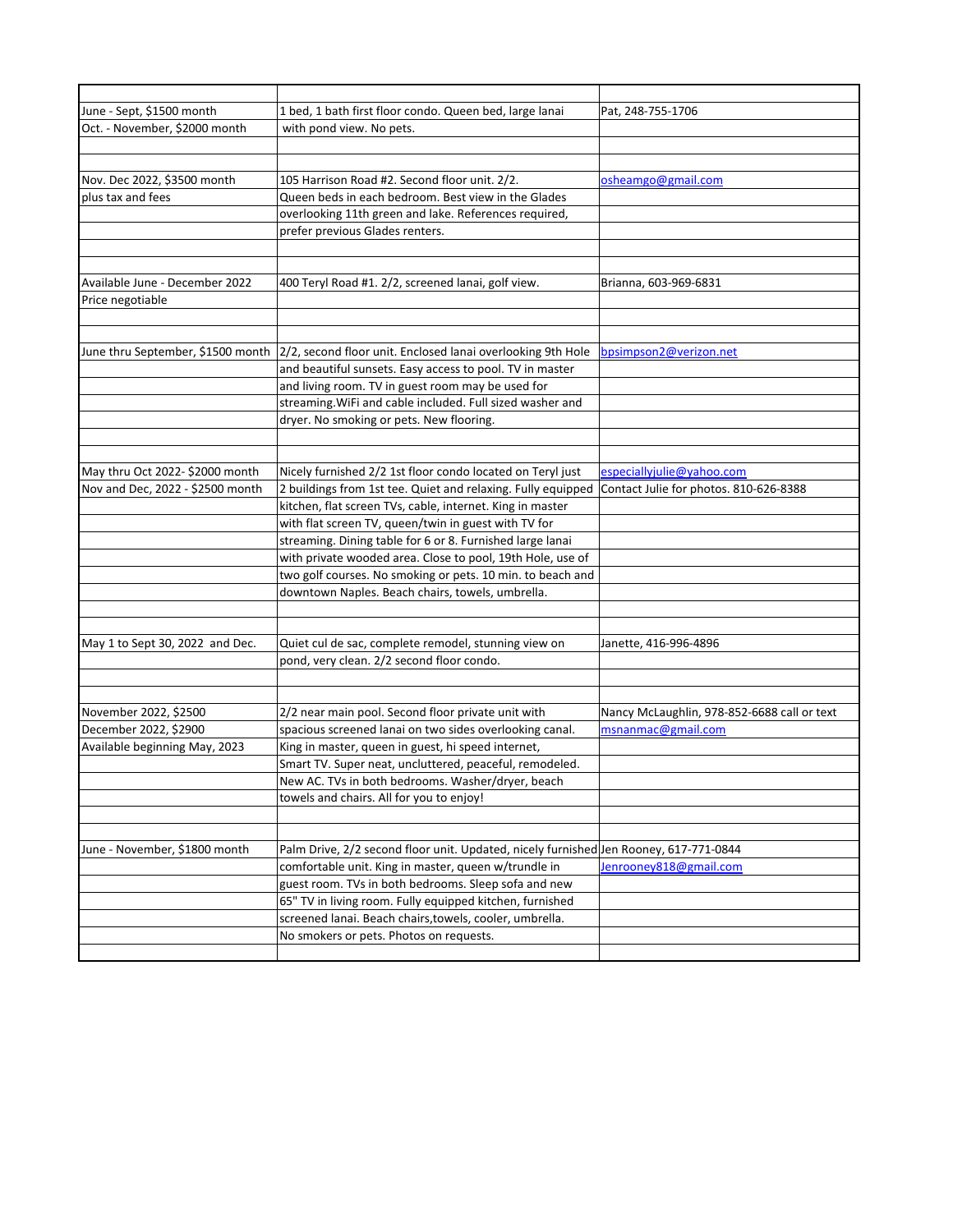| | | |
|---|---|---|
| June - Sept, $1500 month | 1 bed, 1 bath first floor condo. Queen bed, large lanai | Pat, 248-755-1706 |
| Oct. - November, $2000 month | with pond view. No pets. | |
| | | |
| | | |
| Nov. Dec 2022, $3500 month | 105 Harrison Road #2. Second floor unit. 2/2. | osheamgo@gmail.com |
| plus tax and fees | Queen beds in each bedroom. Best view in the Glades | |
| | overlooking 11th green and lake. References required, | |
| | prefer previous Glades renters. | |
| | | |
| | | |
| Available June - December 2022 | 400 Teryl Road #1. 2/2, screened lanai, golf view. | Brianna, 603-969-6831 |
| Price negotiable | | |
| | | |
| | | |
| June thru September, $1500 month | 2/2, second floor unit. Enclosed lanai overlooking 9th Hole | bpsimpson2@verizon.net |
| | and beautiful sunsets. Easy access to pool. TV in master | |
| | and living room. TV in guest room may be used for | |
| | streaming.WiFi and cable included. Full sized washer and | |
| | dryer. No smoking or pets. New flooring. | |
| | | |
| | | |
| May thru Oct 2022- $2000 month | Nicely furnished 2/2 1st floor condo located on Teryl just | especiallyjulie@yahoo.com |
| Nov and Dec, 2022 - $2500 month | 2 buildings from 1st tee. Quiet and relaxing. Fully equipped | Contact Julie for photos. 810-626-8388 |
| | kitchen, flat screen TVs, cable, internet. King in master | |
| | with flat screen TV, queen/twin in guest with TV for | |
| | streaming. Dining table for 6 or 8. Furnished large lanai | |
| | with private wooded area. Close to pool, 19th Hole, use of | |
| | two golf courses. No smoking or pets. 10 min. to beach and | |
| | downtown Naples. Beach chairs, towels, umbrella. | |
| | | |
| | | |
| May 1 to Sept 30, 2022 and Dec. | Quiet cul de sac, complete remodel, stunning view on | Janette, 416-996-4896 |
| | pond, very clean. 2/2 second floor condo. | |
| | | |
| | | |
| November 2022, $2500 | 2/2 near main pool. Second floor private unit with | Nancy McLaughlin, 978-852-6688 call or text |
| December 2022, $2900 | spacious screened lanai on two sides overlooking canal. | msnanmac@gmail.com |
| Available beginning May, 2023 | King in master, queen in guest, hi speed internet, | |
| | Smart TV. Super neat, uncluttered, peaceful, remodeled. | |
| | New AC. TVs in both bedrooms. Washer/dryer, beach | |
| | towels and chairs. All for you to enjoy! | |
| | | |
| | | |
| June - November, $1800 month | Palm Drive, 2/2 second floor unit. Updated, nicely furnished | Jen Rooney, 617-771-0844 |
| | comfortable unit. King in master, queen w/trundle in | Jenrooney818@gmail.com |
| | guest room. TVs in both bedrooms. Sleep sofa and new | |
| | 65" TV in living room. Fully equipped kitchen, furnished | |
| | screened lanai. Beach chairs,towels, cooler, umbrella. | |
| | No smokers or pets. Photos on requests. | |
| | | |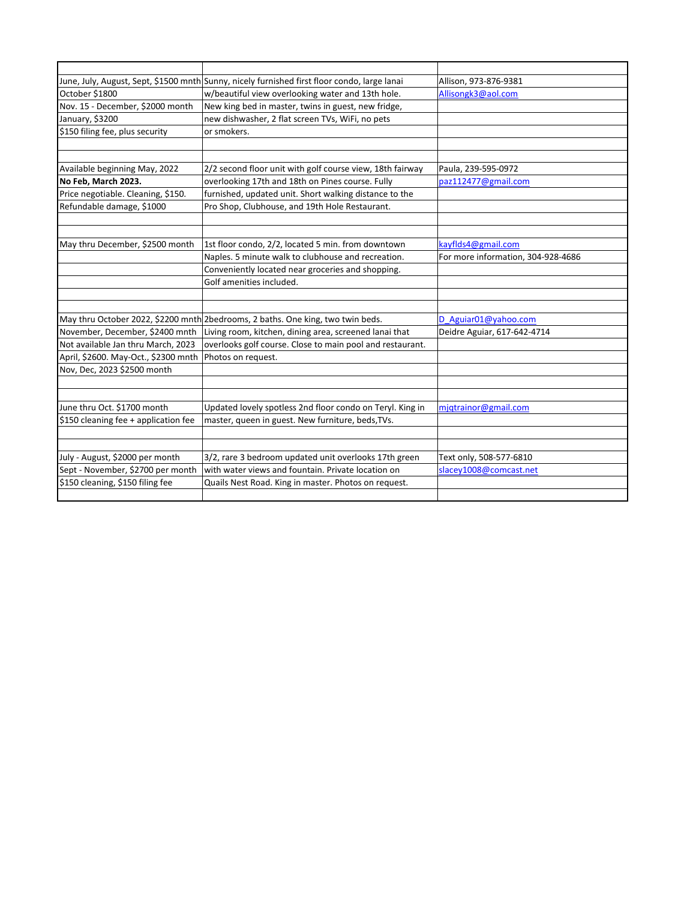| | | |
|---|---|---|
| June, July, August, Sept, $1500 mnth | Sunny, nicely furnished first floor condo, large lanai | Allison, 973-876-9381 |
| October $1800 | w/beautiful view overlooking water and 13th hole. | Allisongk3@aol.com |
| Nov. 15 - December, $2000 month | New king bed in master, twins in guest, new fridge, | |
| January, $3200 | new dishwasher, 2 flat screen TVs, WiFi, no pets | |
| $150 filing fee, plus security | or smokers. | |
| | | |
| | | |
| Available beginning May, 2022 | 2/2 second floor unit with golf course view, 18th fairway | Paula, 239-595-0972 |
| **No Feb, March 2023.** | overlooking 17th and 18th on Pines course. Fully | paz112477@gmail.com |
| Price negotiable. Cleaning, $150. | furnished, updated unit. Short walking distance to the | |
| Refundable damage, $1000 | Pro Shop, Clubhouse, and 19th Hole Restaurant. | |
| | | |
| | | |
| May thru December, $2500 month | 1st floor condo, 2/2, located 5 min. from downtown | kayflds4@gmail.com |
| | Naples. 5 minute walk to clubhouse and recreation. | For more information, 304-928-4686 |
| | Conveniently located near groceries and shopping. | |
| | Golf amenities included. | |
| | | |
| | | |
| May thru October 2022, $2200 mnth | 2bedrooms, 2 baths. One king, two twin beds. | D_Aguiar01@yahoo.com |
| November, December, $2400 mnth | Living room, kitchen, dining area, screened lanai that | Deidre Aguiar, 617-642-4714 |
| Not available Jan thru March, 2023 | overlooks golf course. Close to main pool and restaurant. | |
| April, $2600. May-Oct., $2300 mnth | Photos on request. | |
| Nov, Dec, 2023 $2500 month | | |
| | | |
| | | |
| June thru Oct. $1700 month | Updated lovely spotless 2nd floor condo on Teryl. King in | mjqtrainor@gmail.com |
| $150 cleaning fee + application fee | master, queen in guest. New furniture, beds,TVs. | |
| | | |
| | | |
| July - August, $2000 per month | 3/2, rare 3 bedroom updated unit overlooks 17th green | Text only, 508-577-6810 |
| Sept - November, $2700 per month | with water views and fountain. Private location on | slacey1008@comcast.net |
| $150 cleaning, $150 filing fee | Quails Nest Road. King in master. Photos on request. | |
| | | |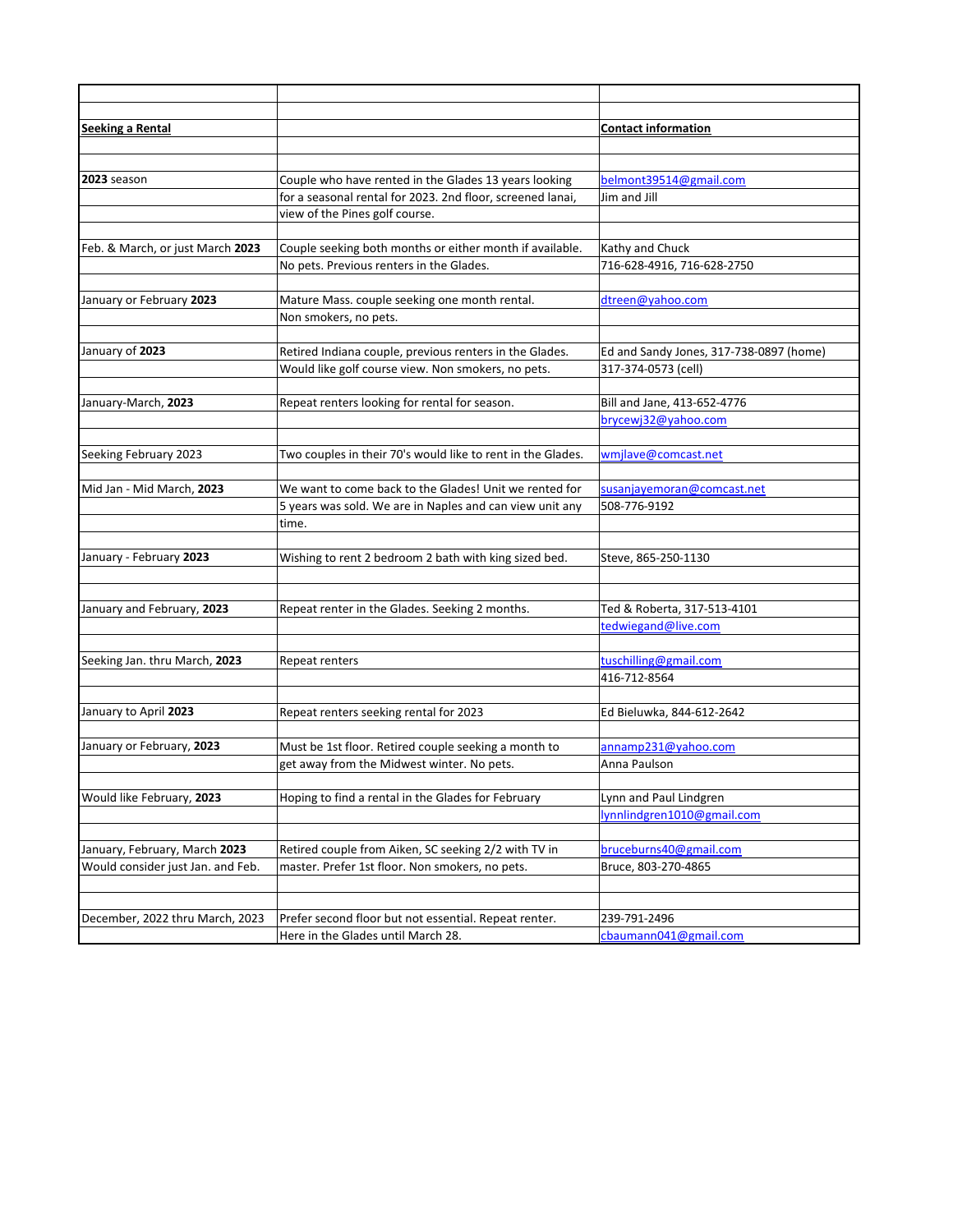| **Seeking a Rental** | | **Contact information** |
|---|---|---|
| **2023** season | Couple who have rented in the Glades 13 years looking for a seasonal rental for 2023. 2nd floor, screened lanai, view of the Pines golf course. | belmont39514@gmail.com Jim and Jill |
| Feb. & March, or just March **2023** | Couple seeking both months or either month if available. No pets. Previous renters in the Glades. | Kathy and Chuck 716-628-4916, 716-628-2750 |
| January or February **2023** | Mature Mass. couple seeking one month rental. Non smokers, no pets. | dtreen@yahoo.com |
| January of **2023** | Retired Indiana couple, previous renters in the Glades. Would like golf course view. Non smokers, no pets. | Ed and Sandy Jones, 317-738-0897 (home) 317-374-0573 (cell) |
| January-March, **2023** | Repeat renters looking for rental for season. | Bill and Jane, 413-652-4776 brycewj32@yahoo.com |
| Seeking February 2023 | Two couples in their 70's would like to rent in the Glades. | wmjlave@comcast.net |
| Mid Jan - Mid March, **2023** | We want to come back to the Glades! Unit we rented for 5 years was sold. We are in Naples and can view unit any time. | susanjayemoran@comcast.net 508-776-9192 |
| January - February **2023** | Wishing to rent 2 bedroom 2 bath with king sized bed. | Steve, 865-250-1130 |
| January and February, **2023** | Repeat renter in the Glades. Seeking 2 months. | Ted & Roberta, 317-513-4101 tedwiegand@live.com |
| Seeking Jan. thru March, **2023** | Repeat renters | tuschilling@gmail.com 416-712-8564 |
| January to April **2023** | Repeat renters seeking rental for 2023 | Ed Bieluwka, 844-612-2642 |
| January or February, **2023** | Must be 1st floor. Retired couple seeking a month to get away from the Midwest winter. No pets. | annamp231@yahoo.com Anna Paulson |
| Would like February, **2023** | Hoping to find a rental in the Glades for February | Lynn and Paul Lindgren lynnlindgren1010@gmail.com |
| January, February, March **2023** Would consider just Jan. and Feb. | Retired couple from Aiken, SC seeking 2/2 with TV in master. Prefer 1st floor. Non smokers, no pets. | bruceburns40@gmail.com Bruce, 803-270-4865 |
| December, 2022 thru March, 2023 | Prefer second floor but not essential. Repeat renter. Here in the Glades until March 28. | 239-791-2496 cbaumann041@gmail.com |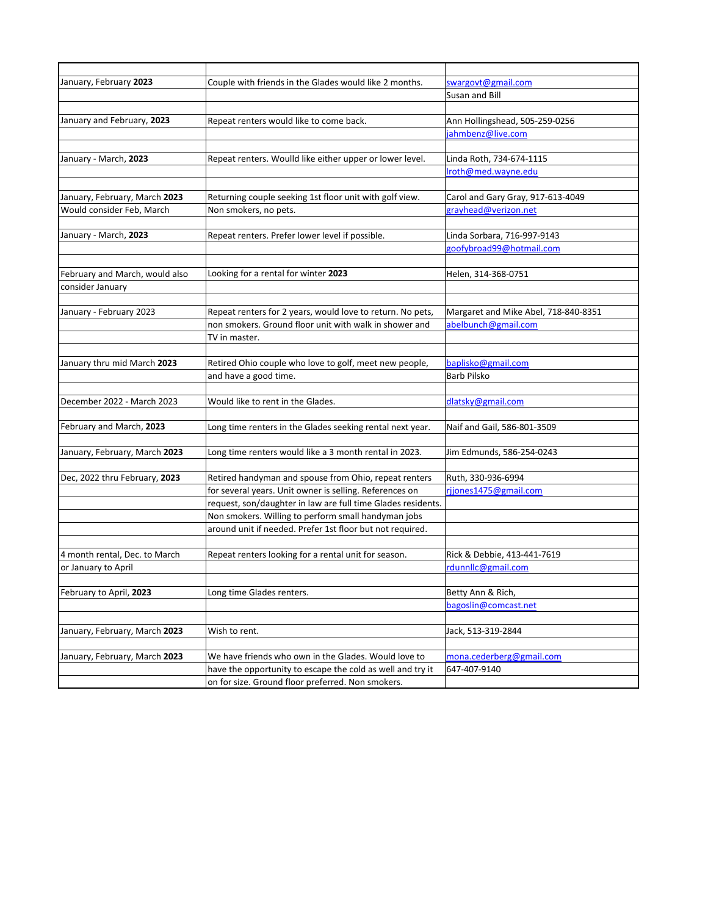| | | |
|---|---|---|
| January, February **2023** | Couple with friends in the Glades would like 2 months. | swargovt@gmail.com |
| | | Susan and Bill |
| | | |
| January and February, **2023** | Repeat renters would like to come back. | Ann Hollingshead, 505-259-0256 |
| | | jahmbenz@live.com |
| | | |
| January - March, **2023** | Repeat renters. Woulld like either upper or lower level. | Linda Roth, 734-674-1115 |
| | | lroth@med.wayne.edu |
| | | |
| January, February, March **2023** | Returning couple seeking 1st floor unit with golf view. | Carol and Gary Gray, 917-613-4049 |
| Would consider Feb, March | Non smokers, no pets. | grayhead@verizon.net |
| | | |
| January - March, **2023** | Repeat renters. Prefer lower level if possible. | Linda Sorbara, 716-997-9143 |
| | | goofybroad99@hotmail.com |
| | | |
| February and March, would also | Looking for a rental for winter **2023** | Helen, 314-368-0751 |
| consider January | | |
| | | |
| January - February 2023 | Repeat renters for 2 years, would love to return. No pets, | Margaret and Mike Abel, 718-840-8351 |
| | non smokers. Ground floor unit with walk in shower and | abelbunch@gmail.com |
| | TV in master. | |
| | | |
| January thru mid March **2023** | Retired Ohio couple who love to golf, meet new people, | baplisko@gmail.com |
| | and have a good time. | Barb Pilsko |
| | | |
| December 2022 - March 2023 | Would like to rent in the Glades. | dlatsky@gmail.com |
| | | |
| February and March, **2023** | Long time renters in the Glades seeking rental next year. | Naif and Gail, 586-801-3509 |
| | | |
| January, February, March **2023** | Long time renters would like a 3 month rental in 2023. | Jim Edmunds, 586-254-0243 |
| | | |
| Dec, 2022 thru February, **2023** | Retired handyman and spouse from Ohio, repeat renters | Ruth, 330-936-6994 |
| | for several years. Unit owner is selling. References on | rjjones1475@gmail.com |
| | request, son/daughter in law are full time Glades residents. | |
| | Non smokers. Willing to perform small handyman jobs | |
| | around unit if needed. Prefer 1st floor but not required. | |
| | | |
| 4 month rental, Dec. to March | Repeat renters looking for a rental unit for season. | Rick & Debbie, 413-441-7619 |
| or January to April | | rdunnllc@gmail.com |
| | | |
| February to April, **2023** | Long time Glades renters. | Betty Ann & Rich, |
| | | bagoslin@comcast.net |
| | | |
| January, February, March **2023** | Wish to rent. | Jack, 513-319-2844 |
| | | |
| January, February, March **2023** | We have friends who own in the Glades. Would love to | mona.cederberg@gmail.com |
| | have the opportunity to escape the cold as well and try it | 647-407-9140 |
| | on for size. Ground floor preferred. Non smokers. | |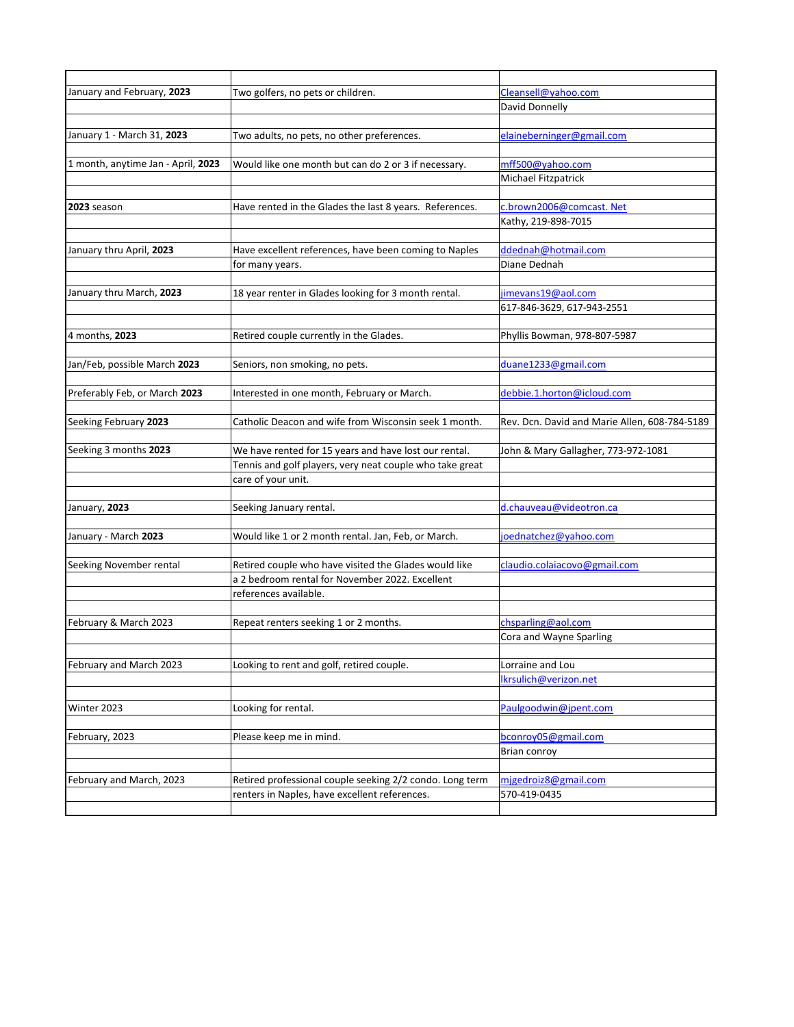| | | |
|---|---|---|
| January and February, **2023** | Two golfers, no pets or children. | Cleansell@yahoo.com |
| | | David Donnelly |
| | | |
| January 1 - March 31, **2023** | Two adults, no pets, no other preferences. | elaineberninger@gmail.com |
| | | |
| 1 month, anytime Jan - April, **2023** | Would like one month but can do 2 or 3 if necessary. | mff500@yahoo.com |
| | | Michael Fitzpatrick |
| | | |
| **2023** season | Have rented in the Glades the last 8 years. References. | c.brown2006@comcast. Net |
| | | Kathy, 219-898-7015 |
| | | |
| January thru April, **2023** | Have excellent references, have been coming to Naples | ddednah@hotmail.com |
| | for many years. | Diane Dednah |
| | | |
| January thru March, **2023** | 18 year renter in Glades looking for 3 month rental. | jimevans19@aol.com |
| | | 617-846-3629, 617-943-2551 |
| | | |
| 4 months, **2023** | Retired couple currently in the Glades. | Phyllis Bowman, 978-807-5987 |
| | | |
| Jan/Feb, possible March **2023** | Seniors, non smoking, no pets. | duane1233@gmail.com |
| | | |
| Preferably Feb, or March **2023** | Interested in one month, February or March. | debbie.1.horton@icloud.com |
| | | |
| Seeking February **2023** | Catholic Deacon and wife from Wisconsin seek 1 month. | Rev. Dcn. David and Marie Allen, 608-784-5189 |
| | | |
| Seeking 3 months **2023** | We have rented for 15 years and have lost our rental. | John & Mary Gallagher, 773-972-1081 |
| | Tennis and golf players, very neat couple who take great | |
| | care of your unit. | |
| | | |
| January, **2023** | Seeking January rental. | d.chauveau@videotron.ca |
| | | |
| January - March **2023** | Would like 1 or 2 month rental. Jan, Feb, or March. | joednatchez@yahoo.com |
| | | |
| Seeking November rental | Retired couple who have visited the Glades would like | claudio.colaiacovo@gmail.com |
| | a 2 bedroom rental for November 2022. Excellent | |
| | references available. | |
| | | |
| February & March 2023 | Repeat renters seeking 1 or 2 months. | chsparling@aol.com |
| | | Cora and Wayne Sparling |
| | | |
| February and March 2023 | Looking to rent and golf, retired couple. | Lorraine and Lou |
| | | lkrsulich@verizon.net |
| | | |
| Winter 2023 | Looking for rental. | Paulgoodwin@jpent.com |
| | | |
| February, 2023 | Please keep me in mind. | bconroy05@gmail.com |
| | | Brian conroy |
| | | |
| February and March, 2023 | Retired professional couple seeking 2/2 condo. Long term | mjgedroiz8@gmail.com |
| | renters in Naples, have excellent references. | 570-419-0435 |
| | | |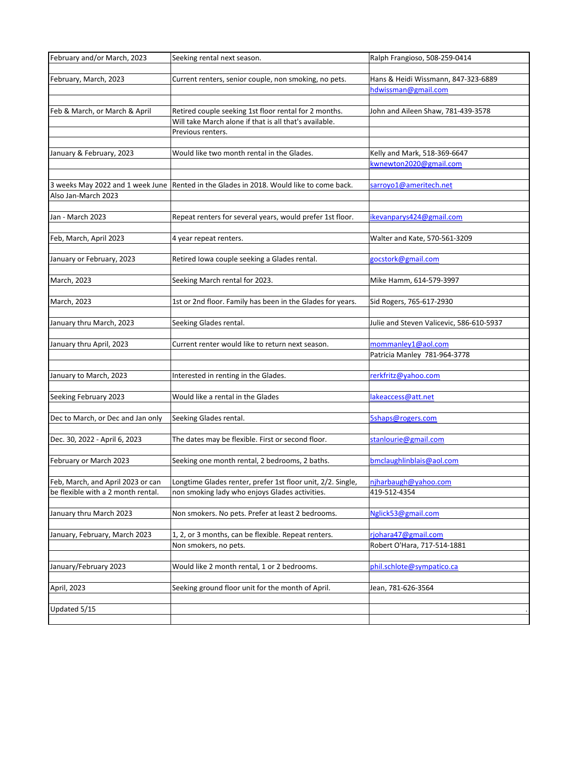| | | |
|---|---|---|
| February and/or March, 2023 | Seeking rental next season. | Ralph Frangioso, 508-259-0414 |
| | | |
| February, March, 2023 | Current renters, senior couple, non smoking, no pets. | Hans & Heidi Wissmann, 847-323-6889 |
| | | hdwissman@gmail.com |
| | | |
| Feb & March, or March & April | Retired couple seeking 1st floor rental for 2 months. | John and Aileen Shaw, 781-439-3578 |
| | Will take March alone if that is all that's available. | |
| | Previous renters. | |
| | | |
| January & February, 2023 | Would like two month rental in the Glades. | Kelly and Mark, 518-369-6647 |
| | | kwnewton2020@gmail.com |
| | | |
| 3 weeks May 2022 and 1 week June | Rented in the Glades in 2018. Would like to come back. | sarroyo1@ameritech.net |
| Also Jan-March 2023 | | |
| | | |
| Jan - March 2023 | Repeat renters for several years, would prefer 1st floor. | ikevanparys424@gmail.com |
| | | |
| Feb, March, April 2023 | 4 year repeat renters. | Walter and Kate, 570-561-3209 |
| | | |
| January or February, 2023 | Retired Iowa couple seeking a Glades rental. | gocstork@gmail.com |
| | | |
| March, 2023 | Seeking March rental for 2023. | Mike Hamm, 614-579-3997 |
| | | |
| March, 2023 | 1st or 2nd floor. Family has been in the Glades for years. | Sid Rogers, 765-617-2930 |
| | | |
| January thru March, 2023 | Seeking Glades rental. | Julie and Steven Valicevic, 586-610-5937 |
| | | |
| January thru April, 2023 | Current renter would like to return next season. | mommanley1@aol.com |
| | | Patricia Manley 781-964-3778 |
| | | |
| January to March, 2023 | Interested in renting in the Glades. | rerkfritz@yahoo.com |
| | | |
| Seeking February 2023 | Would like a rental in the Glades | lakeaccess@att.net |
| | | |
| Dec to March, or Dec and Jan only | Seeking Glades rental. | 5shaps@rogers.com |
| | | |
| Dec. 30, 2022 - April 6, 2023 | The dates may be flexible. First or second floor. | stanlourie@gmail.com |
| | | |
| February or March 2023 | Seeking one month rental, 2 bedrooms, 2 baths. | bmclaughlinblais@aol.com |
| | | |
| Feb, March, and April 2023 or can | Longtime Glades renter, prefer 1st floor unit, 2/2. Single, | njharbaugh@yahoo.com |
| be flexible with a 2 month rental. | non smoking lady who enjoys Glades activities. | 419-512-4354 |
| | | |
| January thru March 2023 | Non smokers. No pets. Prefer at least 2 bedrooms. | Nglick53@gmail.com |
| | | |
| January, February, March 2023 | 1, 2, or 3 months, can be flexible. Repeat renters. | rjohara47@gmail.com |
| | Non smokers, no pets. | Robert O'Hara, 717-514-1881 |
| | | |
| January/February 2023 | Would like 2 month rental, 1 or 2 bedrooms. | phil.schlote@sympatico.ca |
| | | |
| April, 2023 | Seeking ground floor unit for the month of April. | Jean, 781-626-3564 |
| | | |
| Updated 5/15 | | . |
| | | |